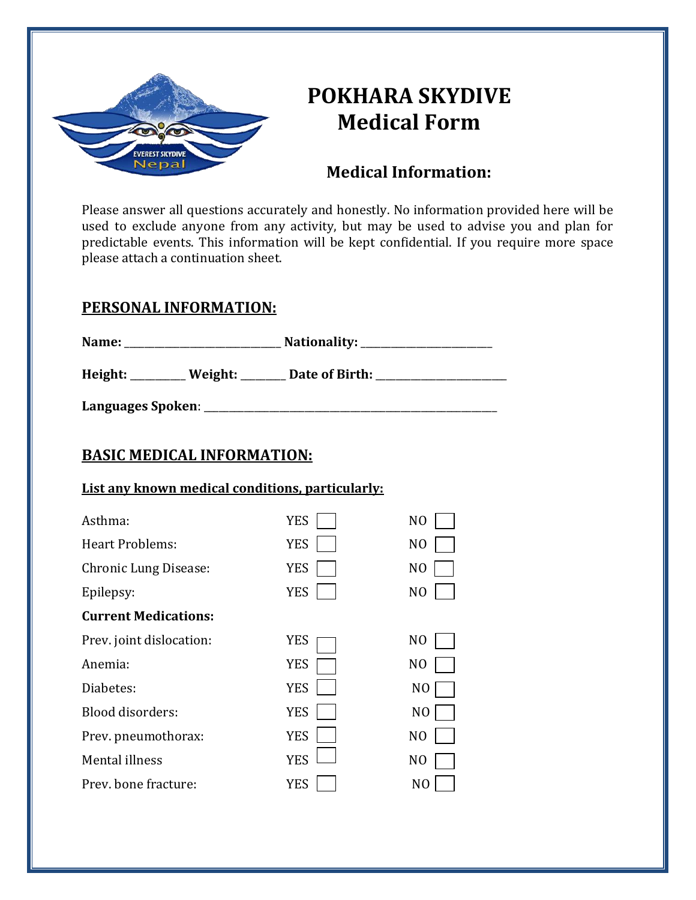# POKHARA SKYDIVE
# Medical Form

## Medical Information:

Please answer all questions accurately and honestly. No information provided here will be used to exclude anyone from any activity, but may be used to advise you and plan for predictable events. This information will be kept confidential. If you require more space please attach a continuation sheet.

## PERSONAL INFORMATION:

**Name:** ______________________________ **Nationality:** _________________________

**Height:** __________ **Weight:** ________ **Date of Birth:** _________________________

**Languages Spoken**: _________________________________________________________

## BASIC MEDICAL INFORMATION:

**List any known medical conditions, particularly:**

| | | |
|---|---|---|
| Asthma: | YES ☐ | NO ☐ |
| Heart Problems: | YES ☐ | NO ☐ |
| Chronic Lung Disease: | YES ☐ | NO ☐ |
| Epilepsy: | YES ☐ | NO ☐ |
| **Current Medications:** | | |
| Prev. joint dislocation: | YES ☐ | NO ☐ |
| Anemia: | YES ☐ | NO ☐ |
| Diabetes: | YES ☐ | NO ☐ |
| Blood disorders: | YES ☐ | NO ☐ |
| Prev. pneumothorax: | YES ☐ | NO ☐ |
| Mental illness | YES ☐ | NO ☐ |
| Prev. bone fracture: | YES ☐ | NO ☐ |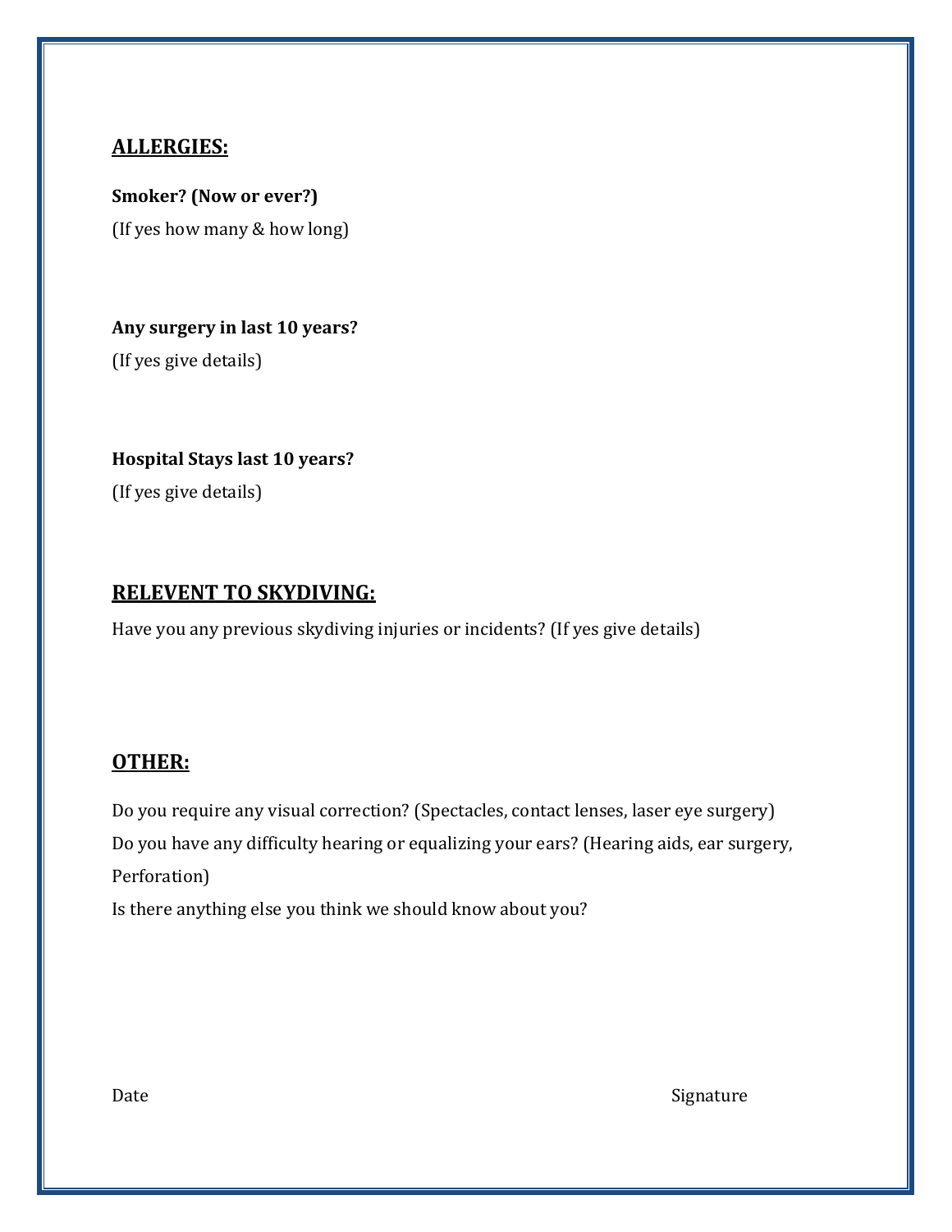## ALLERGIES:

**Smoker? (Now or ever?)**

(If yes how many & how long)

**Any surgery in last 10 years?**

(If yes give details)

**Hospital Stays last 10 years?**

(If yes give details)

## RELEVENT TO SKYDIVING:

Have you any previous skydiving injuries or incidents? (If yes give details)

## OTHER:

Do you require any visual correction? (Spectacles, contact lenses, laser eye surgery)

Do you have any difficulty hearing or equalizing your ears? (Hearing aids, ear surgery, Perforation)

Is there anything else you think we should know about you?

Date Signature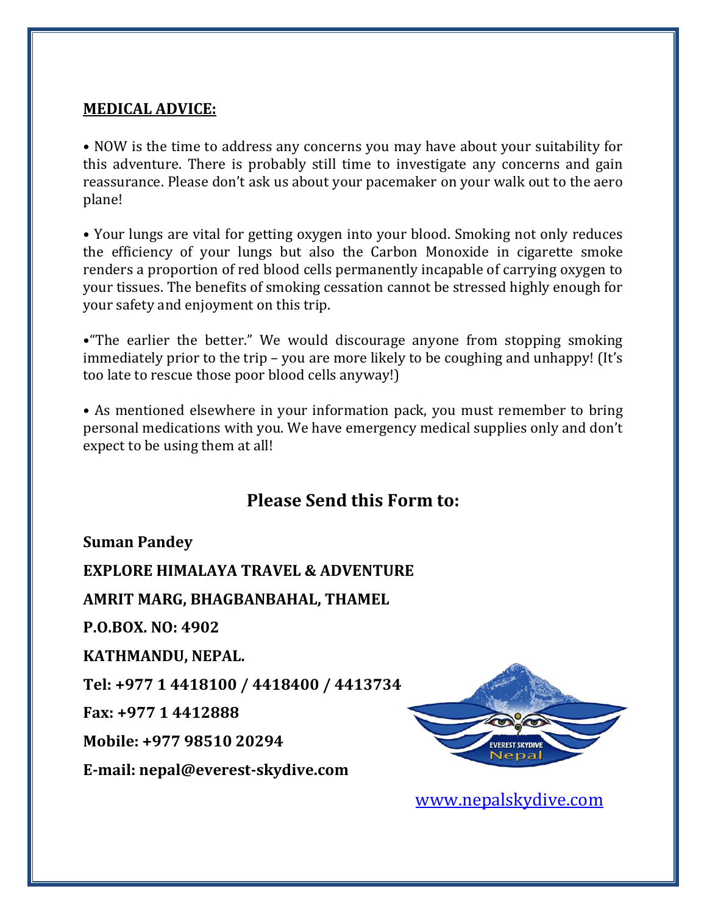## MEDICAL ADVICE:

- NOW is the time to address any concerns you may have about your suitability for this adventure. There is probably still time to investigate any concerns and gain reassurance. Please don't ask us about your pacemaker on your walk out to the aero plane!

- Your lungs are vital for getting oxygen into your blood. Smoking not only reduces the efficiency of your lungs but also the Carbon Monoxide in cigarette smoke renders a proportion of red blood cells permanently incapable of carrying oxygen to your tissues. The benefits of smoking cessation cannot be stressed highly enough for your safety and enjoyment on this trip.

- "The earlier the better." We would discourage anyone from stopping smoking immediately prior to the trip – you are more likely to be coughing and unhappy! (It's too late to rescue those poor blood cells anyway!)

- As mentioned elsewhere in your information pack, you must remember to bring personal medications with you. We have emergency medical supplies only and don't expect to be using them at all!

## Please Send this Form to:

**Suman Pandey**

**EXPLORE HIMALAYA TRAVEL & ADVENTURE**

**AMRIT MARG, BHAGBANBAHAL, THAMEL**

**P.O.BOX. NO: 4902**

**KATHMANDU, NEPAL.**

**Tel: +977 1 4418100 / 4418400 / 4413734**

**Fax: +977 1 4412888**

**Mobile: +977 98510 20294**

**E-mail: nepal@everest-skydive.com**

EVEREST SKYDIVE Nepal

www.nepalskydive.com